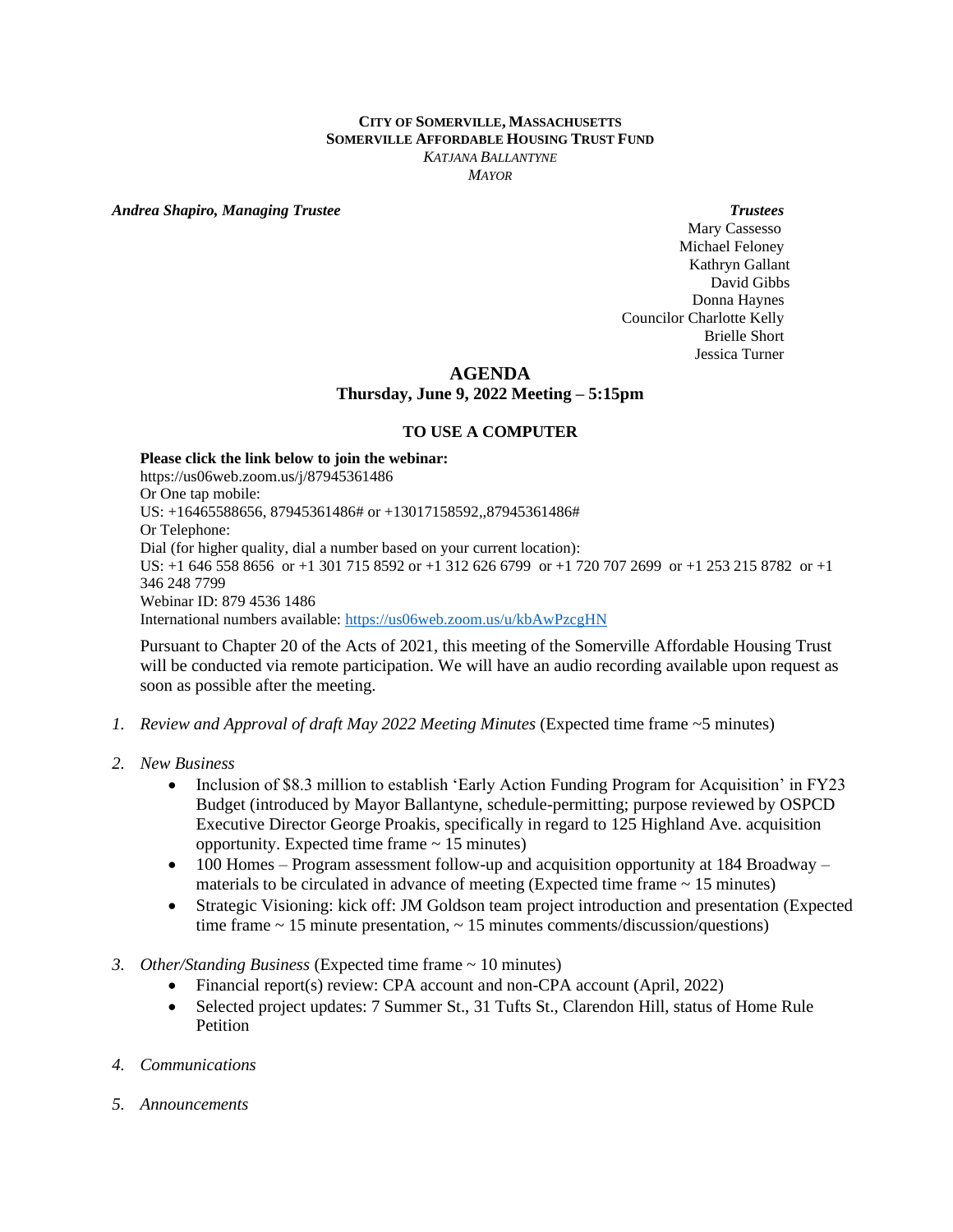**CITY OF SOMERVILLE, MASSACHUSETTS**
**SOMERVILLE AFFORDABLE HOUSING TRUST FUND**
*KATJANA BALLANTYNE*
*MAYOR*

***Andrea Shapiro, Managing Trustee***

***Trustees***
Mary Cassesso
Michael Feloney
Kathryn Gallant
David Gibbs
Donna Haynes
Councilor Charlotte Kelly
Brielle Short
Jessica Turner

# AGENDA

## Thursday, June 9, 2022 Meeting – 5:15pm

### TO USE A COMPUTER

**Please click the link below to join the webinar:**
https://us06web.zoom.us/j/87945361486
Or One tap mobile:
US: +16465588656, 87945361486# or +13017158592,,87945361486#
Or Telephone:
Dial (for higher quality, dial a number based on your current location):
US: +1 646 558 8656 or +1 301 715 8592 or +1 312 626 6799 or +1 720 707 2699 or +1 253 215 8782 or +1 346 248 7799
Webinar ID: 879 4536 1486
International numbers available: https://us06web.zoom.us/u/kbAwPzcgHN

Pursuant to Chapter 20 of the Acts of 2021, this meeting of the Somerville Affordable Housing Trust will be conducted via remote participation. We will have an audio recording available upon request as soon as possible after the meeting.

1. *Review and Approval of draft May 2022 Meeting Minutes* (Expected time frame ~5 minutes)

2. *New Business*
   - Inclusion of $8.3 million to establish 'Early Action Funding Program for Acquisition' in FY23 Budget (introduced by Mayor Ballantyne, schedule-permitting; purpose reviewed by OSPCD Executive Director George Proakis, specifically in regard to 125 Highland Ave. acquisition opportunity. Expected time frame ~ 15 minutes)
   - 100 Homes – Program assessment follow-up and acquisition opportunity at 184 Broadway – materials to be circulated in advance of meeting (Expected time frame ~ 15 minutes)
   - Strategic Visioning: kick off: JM Goldson team project introduction and presentation (Expected time frame ~ 15 minute presentation, ~ 15 minutes comments/discussion/questions)

3. *Other/Standing Business* (Expected time frame ~ 10 minutes)
   - Financial report(s) review: CPA account and non-CPA account (April, 2022)
   - Selected project updates: 7 Summer St., 31 Tufts St., Clarendon Hill, status of Home Rule Petition

4. *Communications*

5. *Announcements*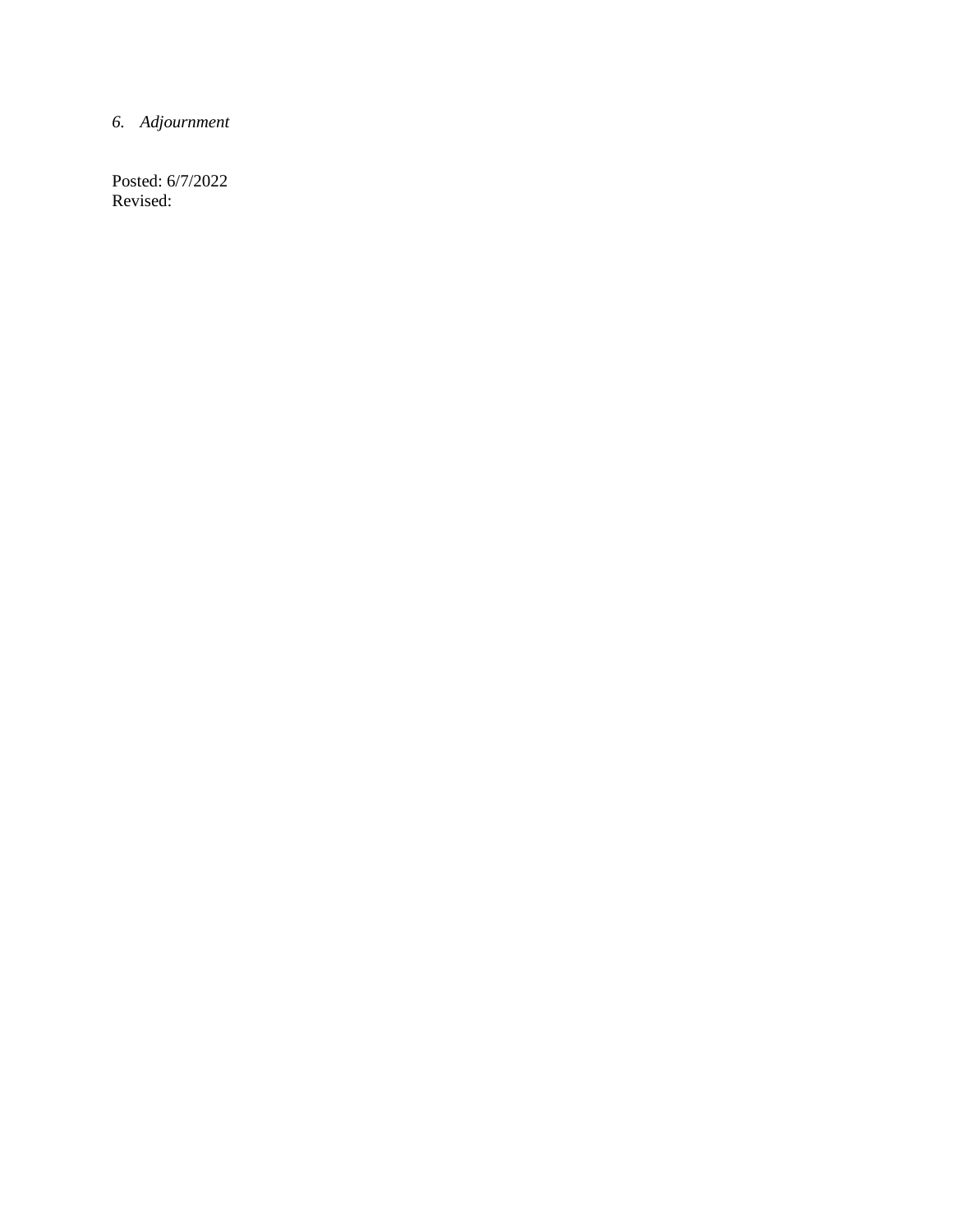*6. Adjournment*

Posted: 6/7/2022
Revised: